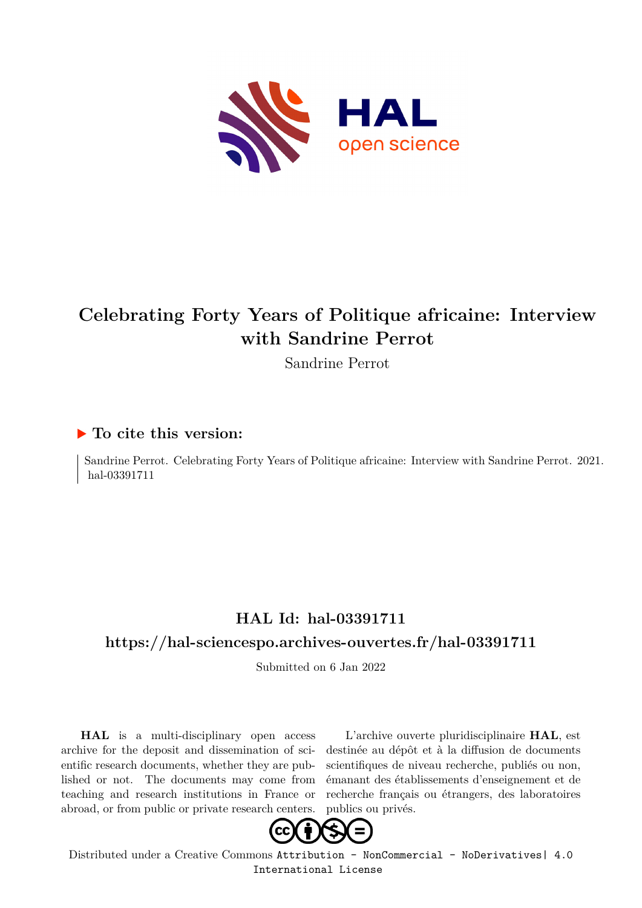# Celebrating Forty Years of Politique africaine: Interview with Sandrine Perrot

Sandrine Perrot

## ▶ To cite this version:

Sandrine Perrot. Celebrating Forty Years of Politique africaine: Interview with Sandrine Perrot. 2021. hal-03391711

## HAL Id: hal-03391711

## https://hal-sciencespo.archives-ouvertes.fr/hal-03391711

Submitted on 6 Jan 2022

**HAL** is a multi-disciplinary open access archive for the deposit and dissemination of scientific research documents, whether they are published or not. The documents may come from teaching and research institutions in France or abroad, or from public or private research centers.

L'archive ouverte pluridisciplinaire **HAL**, est destinée au dépôt et à la diffusion de documents scientifiques de niveau recherche, publiés ou non, émanant des établissements d'enseignement et de recherche français ou étrangers, des laboratoires publics ou privés.

Distributed under a Creative Commons Attribution - NonCommercial - NoDerivatives| 4.0 International License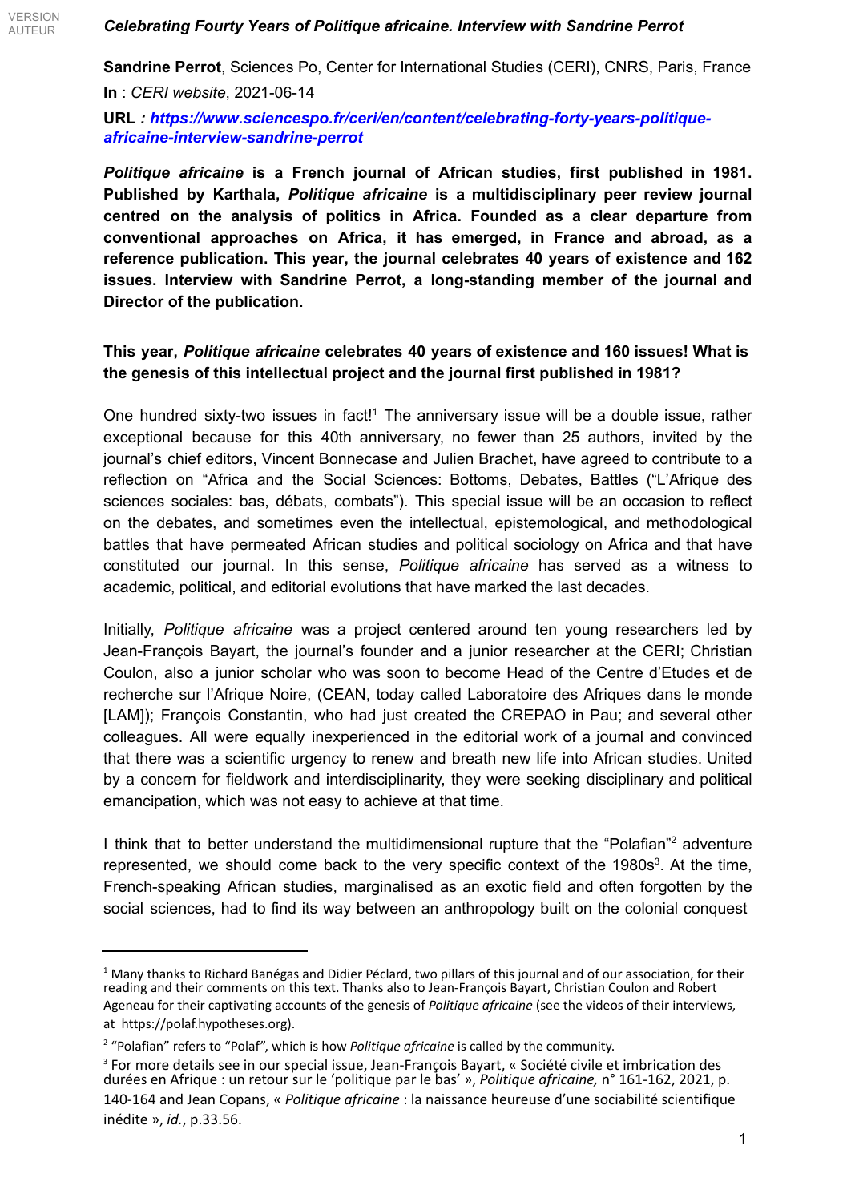# *Celebrating Fourty Years of Politique africaine. Interview with Sandrine Perrot*

**Sandrine Perrot**, Sciences Po, Center for International Studies (CERI), CNRS, Paris, France

**In** : *CERI website*, 2021-06-14

**URL** *: https://www.sciencespo.fr/ceri/en/content/celebrating-forty-years-politique-africaine-interview-sandrine-perrot*

***Politique africaine*** **is a French journal of African studies, first published in 1981. Published by Karthala,** ***Politique africaine*** **is a multidisciplinary peer review journal centred on the analysis of politics in Africa. Founded as a clear departure from conventional approaches on Africa, it has emerged, in France and abroad, as a reference publication. This year, the journal celebrates 40 years of existence and 162 issues. Interview with Sandrine Perrot, a long-standing member of the journal and Director of the publication.**

**This year, *Politique africaine* celebrates 40 years of existence and 160 issues! What is the genesis of this intellectual project and the journal first published in 1981?**

One hundred sixty-two issues in fact![1] The anniversary issue will be a double issue, rather exceptional because for this 40th anniversary, no fewer than 25 authors, invited by the journal's chief editors, Vincent Bonnecase and Julien Brachet, have agreed to contribute to a reflection on "Africa and the Social Sciences: Bottoms, Debates, Battles ("L'Afrique des sciences sociales: bas, débats, combats"). This special issue will be an occasion to reflect on the debates, and sometimes even the intellectual, epistemological, and methodological battles that have permeated African studies and political sociology on Africa and that have constituted our journal. In this sense, *Politique africaine* has served as a witness to academic, political, and editorial evolutions that have marked the last decades.

Initially, *Politique africaine* was a project centered around ten young researchers led by Jean-François Bayart, the journal's founder and a junior researcher at the CERI; Christian Coulon, also a junior scholar who was soon to become Head of the Centre d'Etudes et de recherche sur l'Afrique Noire, (CEAN, today called Laboratoire des Afriques dans le monde [LAM]); François Constantin, who had just created the CREPAO in Pau; and several other colleagues. All were equally inexperienced in the editorial work of a journal and convinced that there was a scientific urgency to renew and breath new life into African studies. United by a concern for fieldwork and interdisciplinarity, they were seeking disciplinary and political emancipation, which was not easy to achieve at that time.

I think that to better understand the multidimensional rupture that the "Polafian"[2] adventure represented, we should come back to the very specific context of the 1980s[3]. At the time, French-speaking African studies, marginalised as an exotic field and often forgotten by the social sciences, had to find its way between an anthropology built on the colonial conquest

---

[1] Many thanks to Richard Banégas and Didier Péclard, two pillars of this journal and of our association, for their reading and their comments on this text. Thanks also to Jean-François Bayart, Christian Coulon and Robert Ageneau for their captivating accounts of the genesis of *Politique africaine* (see the videos of their interviews, at https://polaf.hypotheses.org).

[2] "Polafian" refers to "Polaf", which is how *Politique africaine* is called by the community.

[3] For more details see in our special issue, Jean-François Bayart, « Société civile et imbrication des durées en Afrique : un retour sur le 'politique par le bas' », *Politique africaine,* n° 161-162, 2021, p. 140-164 and Jean Copans, « *Politique africaine* : la naissance heureuse d'une sociabilité scientifique inédite », *id.*, p.33.56.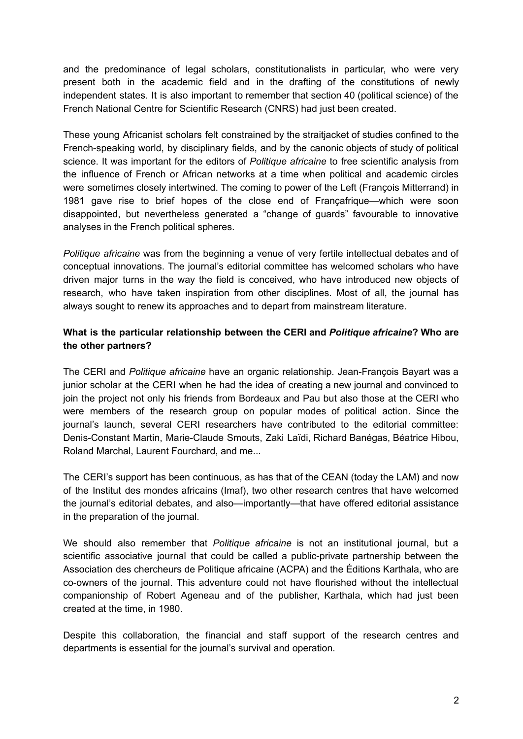and the predominance of legal scholars, constitutionalists in particular, who were very present both in the academic field and in the drafting of the constitutions of newly independent states. It is also important to remember that section 40 (political science) of the French National Centre for Scientific Research (CNRS) had just been created.

These young Africanist scholars felt constrained by the straitjacket of studies confined to the French-speaking world, by disciplinary fields, and by the canonic objects of study of political science. It was important for the editors of *Politique africaine* to free scientific analysis from the influence of French or African networks at a time when political and academic circles were sometimes closely intertwined. The coming to power of the Left (François Mitterrand) in 1981 gave rise to brief hopes of the close end of Françafrique—which were soon disappointed, but nevertheless generated a "change of guards" favourable to innovative analyses in the French political spheres.

*Politique africaine* was from the beginning a venue of very fertile intellectual debates and of conceptual innovations. The journal's editorial committee has welcomed scholars who have driven major turns in the way the field is conceived, who have introduced new objects of research, who have taken inspiration from other disciplines. Most of all, the journal has always sought to renew its approaches and to depart from mainstream literature.

**What is the particular relationship between the CERI and *Politique africaine*? Who are the other partners?**

The CERI and *Politique africaine* have an organic relationship. Jean-François Bayart was a junior scholar at the CERI when he had the idea of creating a new journal and convinced to join the project not only his friends from Bordeaux and Pau but also those at the CERI who were members of the research group on popular modes of political action. Since the journal's launch, several CERI researchers have contributed to the editorial committee: Denis-Constant Martin, Marie-Claude Smouts, Zaki Laïdi, Richard Banégas, Béatrice Hibou, Roland Marchal, Laurent Fourchard, and me...

The CERI's support has been continuous, as has that of the CEAN (today the LAM) and now of the Institut des mondes africains (Imaf), two other research centres that have welcomed the journal's editorial debates, and also—importantly—that have offered editorial assistance in the preparation of the journal.

We should also remember that *Politique africaine* is not an institutional journal, but a scientific associative journal that could be called a public-private partnership between the Association des chercheurs de Politique africaine (ACPA) and the Éditions Karthala, who are co-owners of the journal. This adventure could not have flourished without the intellectual companionship of Robert Ageneau and of the publisher, Karthala, which had just been created at the time, in 1980.

Despite this collaboration, the financial and staff support of the research centres and departments is essential for the journal's survival and operation.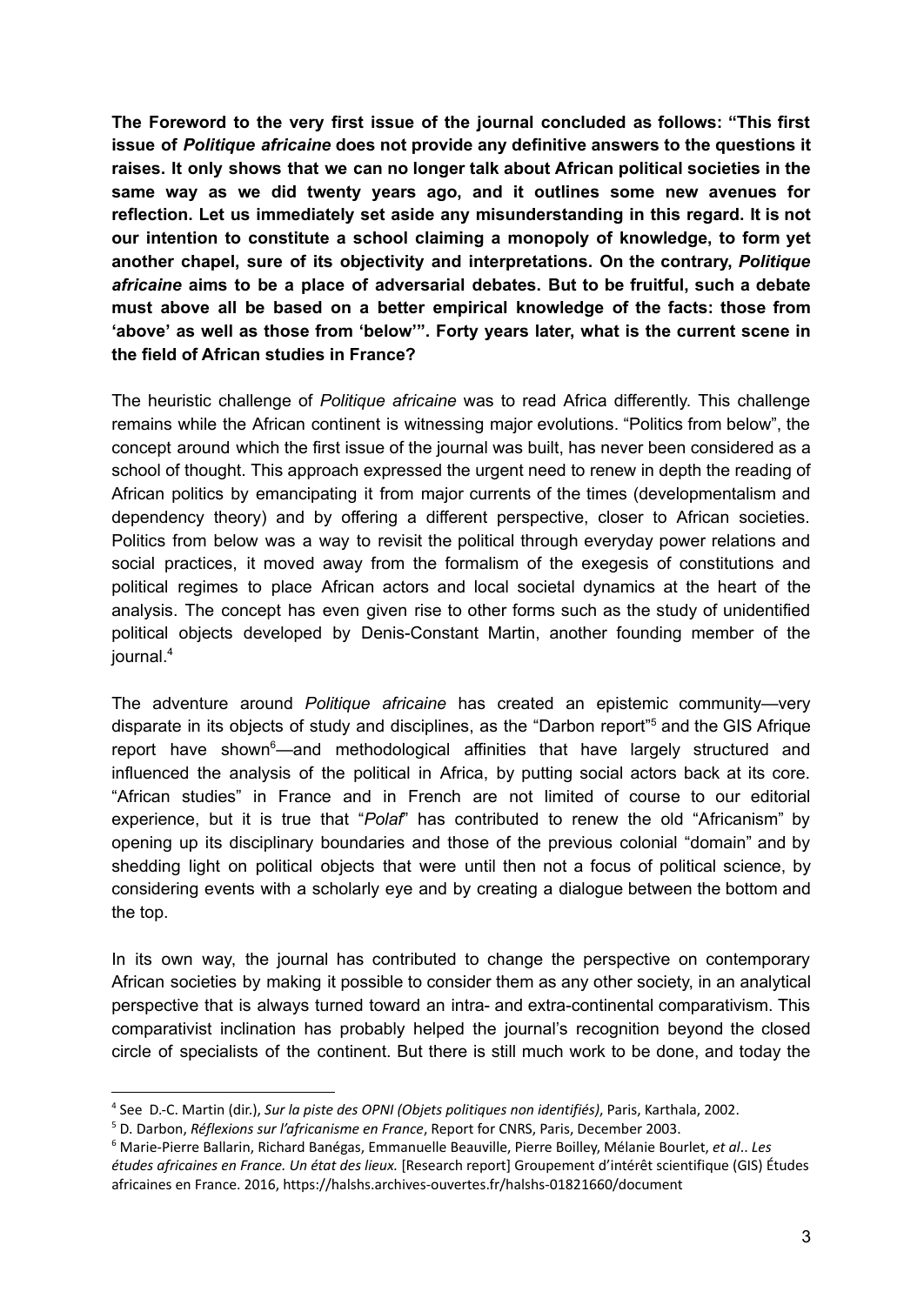**The Foreword to the very first issue of the journal concluded as follows: "This first issue of *Politique africaine* does not provide any definitive answers to the questions it raises. It only shows that we can no longer talk about African political societies in the same way as we did twenty years ago, and it outlines some new avenues for reflection. Let us immediately set aside any misunderstanding in this regard. It is not our intention to constitute a school claiming a monopoly of knowledge, to form yet another chapel, sure of its objectivity and interpretations. On the contrary, *Politique africaine* aims to be a place of adversarial debates. But to be fruitful, such a debate must above all be based on a better empirical knowledge of the facts: those from 'above' as well as those from 'below'". Forty years later, what is the current scene in the field of African studies in France?**

The heuristic challenge of *Politique africaine* was to read Africa differently. This challenge remains while the African continent is witnessing major evolutions. "Politics from below", the concept around which the first issue of the journal was built, has never been considered as a school of thought. This approach expressed the urgent need to renew in depth the reading of African politics by emancipating it from major currents of the times (developmentalism and dependency theory) and by offering a different perspective, closer to African societies. Politics from below was a way to revisit the political through everyday power relations and social practices, it moved away from the formalism of the exegesis of constitutions and political regimes to place African actors and local societal dynamics at the heart of the analysis. The concept has even given rise to other forms such as the study of unidentified political objects developed by Denis-Constant Martin, another founding member of the journal.[4]

The adventure around *Politique africaine* has created an epistemic community—very disparate in its objects of study and disciplines, as the "Darbon report"[5] and the GIS Afrique report have shown[6]—and methodological affinities that have largely structured and influenced the analysis of the political in Africa, by putting social actors back at its core. "African studies" in France and in French are not limited of course to our editorial experience, but it is true that "*Polaf*" has contributed to renew the old "Africanism" by opening up its disciplinary boundaries and those of the previous colonial "domain" and by shedding light on political objects that were until then not a focus of political science, by considering events with a scholarly eye and by creating a dialogue between the bottom and the top.

In its own way, the journal has contributed to change the perspective on contemporary African societies by making it possible to consider them as any other society, in an analytical perspective that is always turned toward an intra- and extra-continental comparativism. This comparativist inclination has probably helped the journal's recognition beyond the closed circle of specialists of the continent. But there is still much work to be done, and today the

---

[4] See D.-C. Martin (dir.), *Sur la piste des OPNI (Objets politiques non identifiés)*, Paris, Karthala, 2002.

[5] D. Darbon, *Réflexions sur l'africanisme en France*, Report for CNRS, Paris, December 2003.

[6] Marie-Pierre Ballarin, Richard Banégas, Emmanuelle Beauville, Pierre Boilley, Mélanie Bourlet, *et al*.. *Les études africaines en France. Un état des lieux.* [Research report] Groupement d'intérêt scientifique (GIS) Études africaines en France. 2016, https://halshs.archives-ouvertes.fr/halshs-01821660/document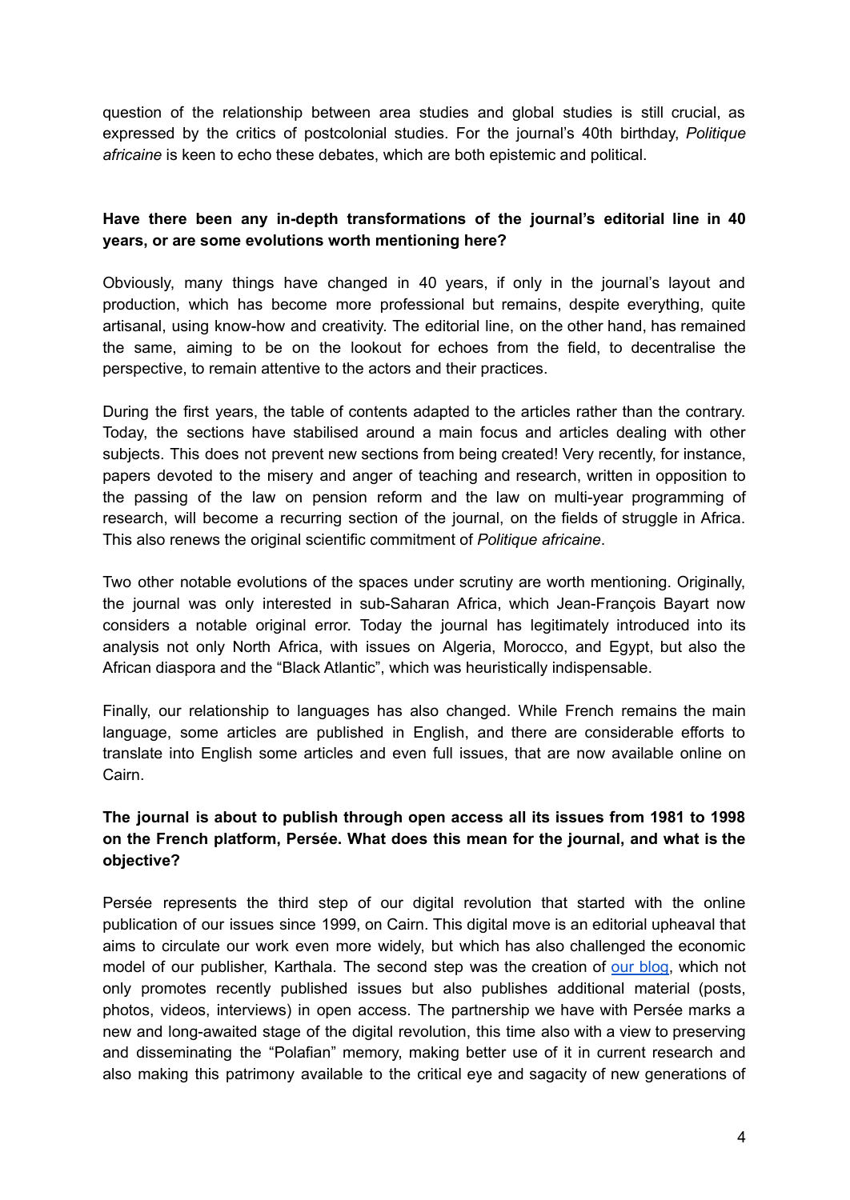question of the relationship between area studies and global studies is still crucial, as expressed by the critics of postcolonial studies. For the journal's 40th birthday, *Politique africaine* is keen to echo these debates, which are both epistemic and political.

**Have there been any in-depth transformations of the journal's editorial line in 40 years, or are some evolutions worth mentioning here?**

Obviously, many things have changed in 40 years, if only in the journal's layout and production, which has become more professional but remains, despite everything, quite artisanal, using know-how and creativity. The editorial line, on the other hand, has remained the same, aiming to be on the lookout for echoes from the field, to decentralise the perspective, to remain attentive to the actors and their practices.

During the first years, the table of contents adapted to the articles rather than the contrary. Today, the sections have stabilised around a main focus and articles dealing with other subjects. This does not prevent new sections from being created! Very recently, for instance, papers devoted to the misery and anger of teaching and research, written in opposition to the passing of the law on pension reform and the law on multi-year programming of research, will become a recurring section of the journal, on the fields of struggle in Africa. This also renews the original scientific commitment of *Politique africaine*.

Two other notable evolutions of the spaces under scrutiny are worth mentioning. Originally, the journal was only interested in sub-Saharan Africa, which Jean-François Bayart now considers a notable original error. Today the journal has legitimately introduced into its analysis not only North Africa, with issues on Algeria, Morocco, and Egypt, but also the African diaspora and the "Black Atlantic", which was heuristically indispensable.

Finally, our relationship to languages has also changed. While French remains the main language, some articles are published in English, and there are considerable efforts to translate into English some articles and even full issues, that are now available online on Cairn.

**The journal is about to publish through open access all its issues from 1981 to 1998 on the French platform, Persée. What does this mean for the journal, and what is the objective?**

Persée represents the third step of our digital revolution that started with the online publication of our issues since 1999, on Cairn. This digital move is an editorial upheaval that aims to circulate our work even more widely, but which has also challenged the economic model of our publisher, Karthala. The second step was the creation of our blog, which not only promotes recently published issues but also publishes additional material (posts, photos, videos, interviews) in open access. The partnership we have with Persée marks a new and long-awaited stage of the digital revolution, this time also with a view to preserving and disseminating the "Polafian" memory, making better use of it in current research and also making this patrimony available to the critical eye and sagacity of new generations of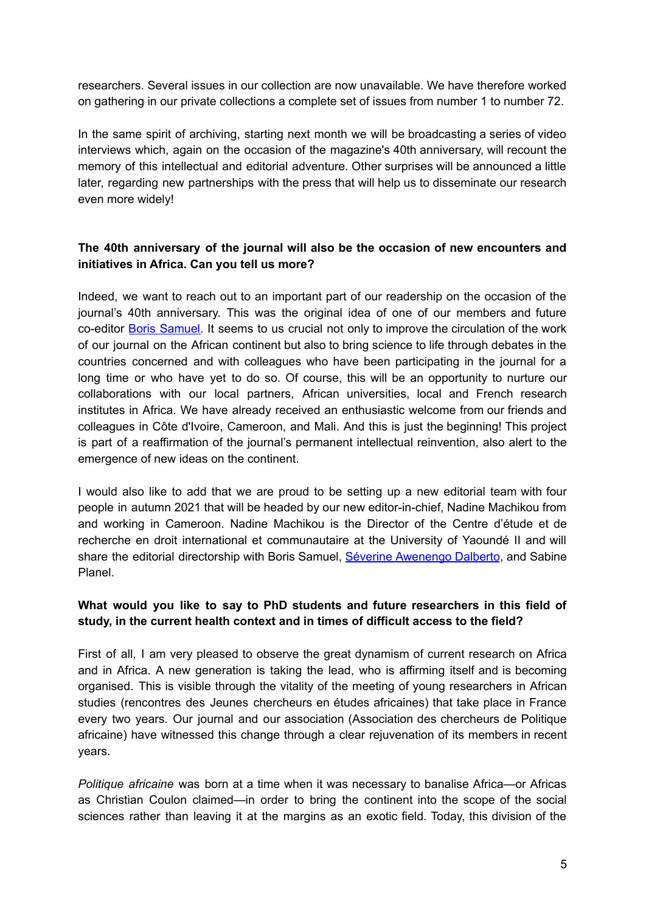researchers. Several issues in our collection are now unavailable. We have therefore worked on gathering in our private collections a complete set of issues from number 1 to number 72.

In the same spirit of archiving, starting next month we will be broadcasting a series of video interviews which, again on the occasion of the magazine's 40th anniversary, will recount the memory of this intellectual and editorial adventure. Other surprises will be announced a little later, regarding new partnerships with the press that will help us to disseminate our research even more widely!

**The 40th anniversary of the journal will also be the occasion of new encounters and initiatives in Africa. Can you tell us more?**

Indeed, we want to reach out to an important part of our readership on the occasion of the journal's 40th anniversary. This was the original idea of one of our members and future co-editor Boris Samuel. It seems to us crucial not only to improve the circulation of the work of our journal on the African continent but also to bring science to life through debates in the countries concerned and with colleagues who have been participating in the journal for a long time or who have yet to do so. Of course, this will be an opportunity to nurture our collaborations with our local partners, African universities, local and French research institutes in Africa. We have already received an enthusiastic welcome from our friends and colleagues in Côte d'Ivoire, Cameroon, and Mali. And this is just the beginning! This project is part of a reaffirmation of the journal's permanent intellectual reinvention, also alert to the emergence of new ideas on the continent.

I would also like to add that we are proud to be setting up a new editorial team with four people in autumn 2021 that will be headed by our new editor-in-chief, Nadine Machikou from and working in Cameroon. Nadine Machikou is the Director of the Centre d'étude et de recherche en droit international et communautaire at the University of Yaoundé II and will share the editorial directorship with Boris Samuel, Séverine Awenengo Dalberto, and Sabine Planel.

**What would you like to say to PhD students and future researchers in this field of study, in the current health context and in times of difficult access to the field?**

First of all, I am very pleased to observe the great dynamism of current research on Africa and in Africa. A new generation is taking the lead, who is affirming itself and is becoming organised. This is visible through the vitality of the meeting of young researchers in African studies (rencontres des Jeunes chercheurs en études africaines) that take place in France every two years. Our journal and our association (Association des chercheurs de Politique africaine) have witnessed this change through a clear rejuvenation of its members in recent years.

*Politique africaine* was born at a time when it was necessary to banalise Africa—or Africas as Christian Coulon claimed—in order to bring the continent into the scope of the social sciences rather than leaving it at the margins as an exotic field. Today, this division of the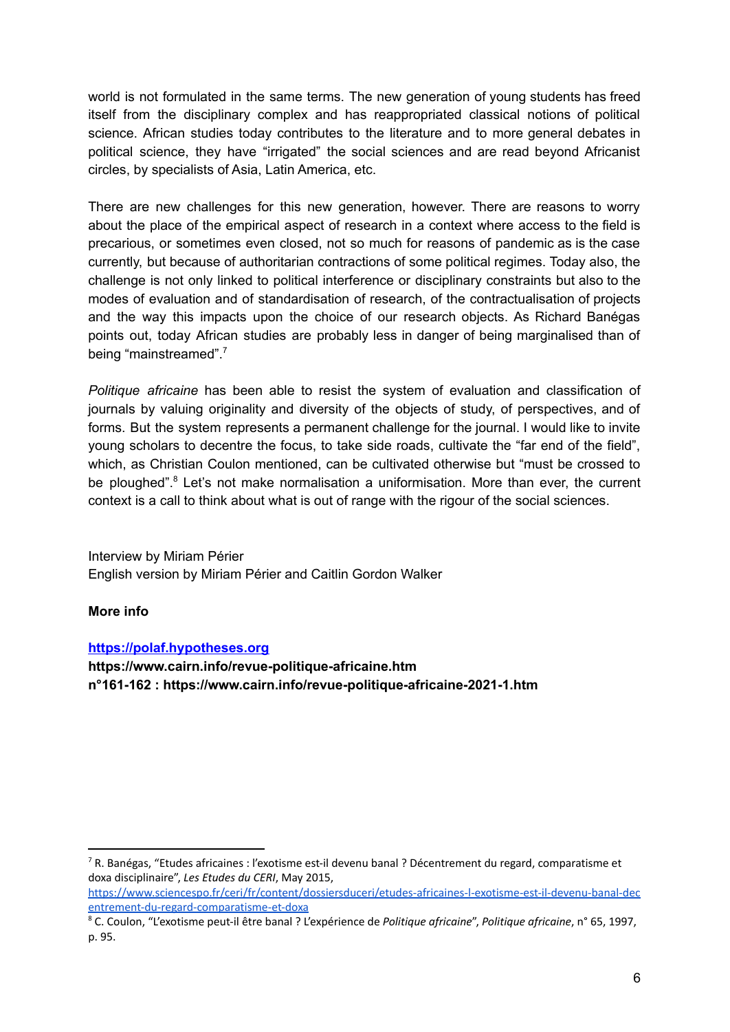world is not formulated in the same terms. The new generation of young students has freed itself from the disciplinary complex and has reappropriated classical notions of political science. African studies today contributes to the literature and to more general debates in political science, they have "irrigated" the social sciences and are read beyond Africanist circles, by specialists of Asia, Latin America, etc.

There are new challenges for this new generation, however. There are reasons to worry about the place of the empirical aspect of research in a context where access to the field is precarious, or sometimes even closed, not so much for reasons of pandemic as is the case currently, but because of authoritarian contractions of some political regimes. Today also, the challenge is not only linked to political interference or disciplinary constraints but also to the modes of evaluation and of standardisation of research, of the contractualisation of projects and the way this impacts upon the choice of our research objects. As Richard Banégas points out, today African studies are probably less in danger of being marginalised than of being "mainstreamed".[7]

*Politique africaine* has been able to resist the system of evaluation and classification of journals by valuing originality and diversity of the objects of study, of perspectives, and of forms. But the system represents a permanent challenge for the journal. I would like to invite young scholars to decentre the focus, to take side roads, cultivate the "far end of the field", which, as Christian Coulon mentioned, can be cultivated otherwise but "must be crossed to be ploughed".[8] Let's not make normalisation a uniformisation. More than ever, the current context is a call to think about what is out of range with the rigour of the social sciences.

Interview by Miriam Périer
English version by Miriam Périer and Caitlin Gordon Walker

**More info**

**[https://polaf.hypotheses.org](https://polaf.hypotheses.org)**
**https://www.cairn.info/revue-politique-africaine.htm**
**n°161-162 : https://www.cairn.info/revue-politique-africaine-2021-1.htm**

---

[7] R. Banégas, "Etudes africaines : l'exotisme est-il devenu banal ? Décentrement du regard, comparatisme et doxa disciplinaire", *Les Etudes du CERI*, May 2015, [https://www.sciencespo.fr/ceri/fr/content/dossiersduceri/etudes-africaines-l-exotisme-est-il-devenu-banal-decentrement-du-regard-comparatisme-et-doxa](https://www.sciencespo.fr/ceri/fr/content/dossiersduceri/etudes-africaines-l-exotisme-est-il-devenu-banal-decentrement-du-regard-comparatisme-et-doxa)

[8] C. Coulon, "L'exotisme peut-il être banal ? L'expérience de *Politique africaine*", *Politique africaine*, n° 65, 1997, p. 95.